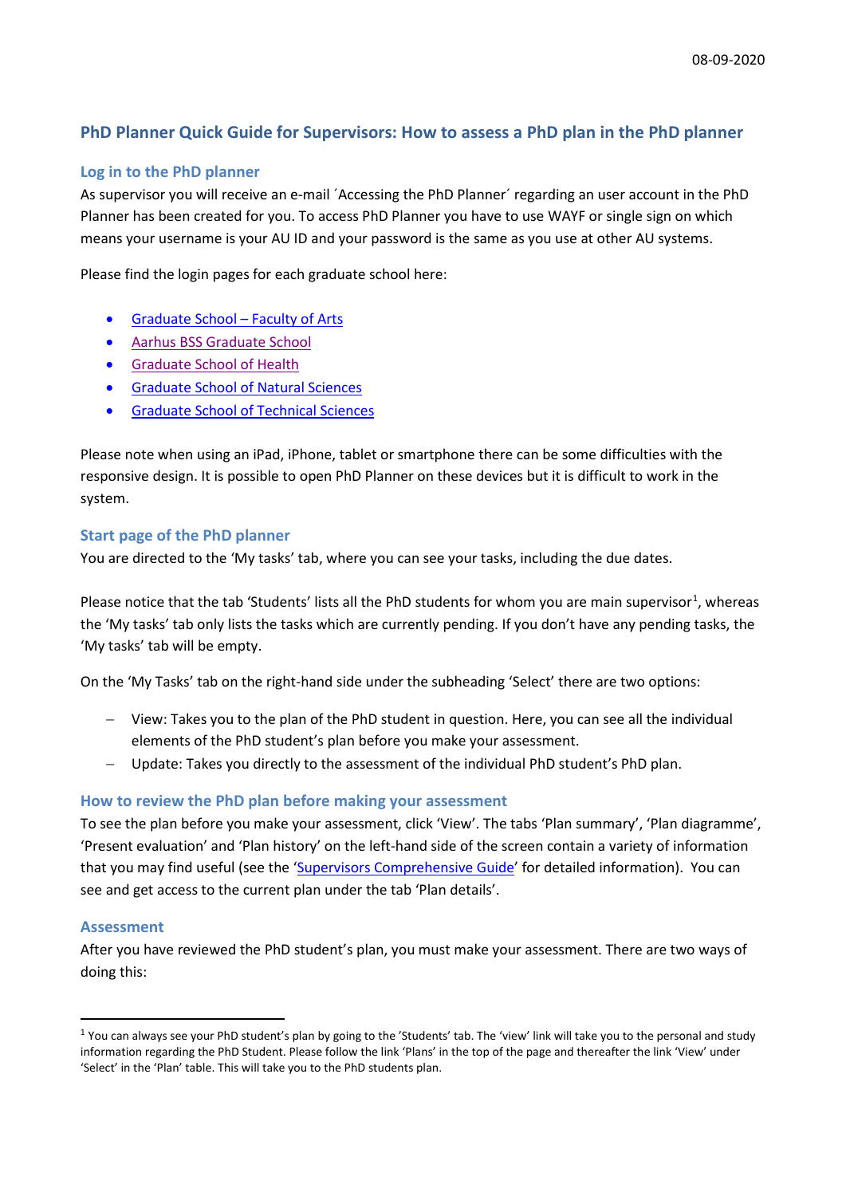08-09-2020

# PhD Planner Quick Guide for Supervisors: How to assess a PhD plan in the PhD planner

## Log in to the PhD planner

As supervisor you will receive an e-mail ´Accessing the PhD Planner´ regarding an user account in the PhD Planner has been created for you. To access PhD Planner you have to use WAYF or single sign on which means your username is your AU ID and your password is the same as you use at other AU systems.

Please find the login pages for each graduate school here:

- Graduate School – Faculty of Arts
- Aarhus BSS Graduate School
- Graduate School of Health
- Graduate School of Natural Sciences
- Graduate School of Technical Sciences

Please note when using an iPad, iPhone, tablet or smartphone there can be some difficulties with the responsive design. It is possible to open PhD Planner on these devices but it is difficult to work in the system.

## Start page of the PhD planner

You are directed to the 'My tasks' tab, where you can see your tasks, including the due dates.

Please notice that the tab 'Students' lists all the PhD students for whom you are main supervisor[1], whereas the 'My tasks' tab only lists the tasks which are currently pending. If you don't have any pending tasks, the 'My tasks' tab will be empty.

On the 'My Tasks' tab on the right-hand side under the subheading 'Select' there are two options:

- View: Takes you to the plan of the PhD student in question. Here, you can see all the individual elements of the PhD student's plan before you make your assessment.
- Update: Takes you directly to the assessment of the individual PhD student's PhD plan.

## How to review the PhD plan before making your assessment

To see the plan before you make your assessment, click 'View'. The tabs 'Plan summary', 'Plan diagramme', 'Present evaluation' and 'Plan history' on the left-hand side of the screen contain a variety of information that you may find useful (see the 'Supervisors Comprehensive Guide' for detailed information). You can see and get access to the current plan under the tab 'Plan details'.

## Assessment

After you have reviewed the PhD student's plan, you must make your assessment. There are two ways of doing this:

---

[1] You can always see your PhD student's plan by going to the 'Students' tab. The 'view' link will take you to the personal and study information regarding the PhD Student. Please follow the link 'Plans' in the top of the page and thereafter the link 'View' under 'Select' in the 'Plan' table. This will take you to the PhD students plan.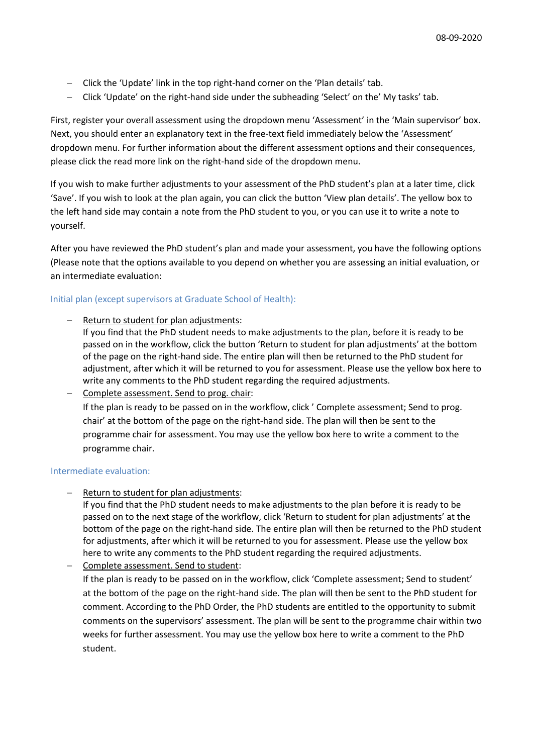- Click the 'Update' link in the top right-hand corner on the 'Plan details' tab.
- Click 'Update' on the right-hand side under the subheading 'Select' on the' My tasks' tab.

First, register your overall assessment using the dropdown menu 'Assessment' in the 'Main supervisor' box. Next, you should enter an explanatory text in the free-text field immediately below the 'Assessment' dropdown menu. For further information about the different assessment options and their consequences, please click the read more link on the right-hand side of the dropdown menu.

If you wish to make further adjustments to your assessment of the PhD student's plan at a later time, click 'Save'. If you wish to look at the plan again, you can click the button 'View plan details'. The yellow box to the left hand side may contain a note from the PhD student to you, or you can use it to write a note to yourself.

After you have reviewed the PhD student's plan and made your assessment, you have the following options (Please note that the options available to you depend on whether you are assessing an initial evaluation, or an intermediate evaluation:

### Initial plan (except supervisors at Graduate School of Health):

- Return to student for plan adjustments:
  If you find that the PhD student needs to make adjustments to the plan, before it is ready to be passed on in the workflow, click the button 'Return to student for plan adjustments' at the bottom of the page on the right-hand side. The entire plan will then be returned to the PhD student for adjustment, after which it will be returned to you for assessment. Please use the yellow box here to write any comments to the PhD student regarding the required adjustments.
- Complete assessment. Send to prog. chair:
  If the plan is ready to be passed on in the workflow, click ' Complete assessment; Send to prog. chair' at the bottom of the page on the right-hand side. The plan will then be sent to the programme chair for assessment. You may use the yellow box here to write a comment to the programme chair.

### Intermediate evaluation:

- Return to student for plan adjustments:
  If you find that the PhD student needs to make adjustments to the plan before it is ready to be passed on to the next stage of the workflow, click 'Return to student for plan adjustments' at the bottom of the page on the right-hand side. The entire plan will then be returned to the PhD student for adjustments, after which it will be returned to you for assessment. Please use the yellow box here to write any comments to the PhD student regarding the required adjustments.
- Complete assessment. Send to student:
  If the plan is ready to be passed on in the workflow, click 'Complete assessment; Send to student' at the bottom of the page on the right-hand side. The plan will then be sent to the PhD student for comment. According to the PhD Order, the PhD students are entitled to the opportunity to submit comments on the supervisors' assessment. The plan will be sent to the programme chair within two weeks for further assessment. You may use the yellow box here to write a comment to the PhD student.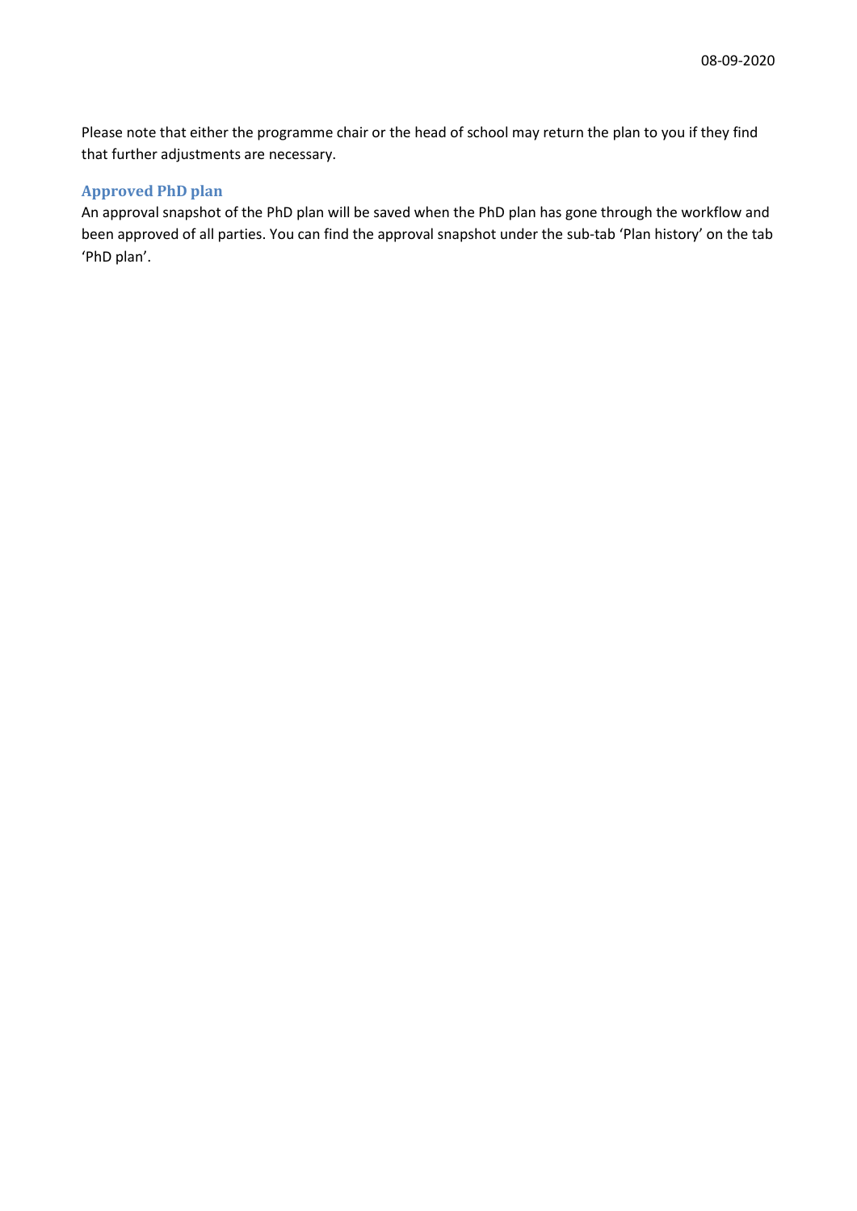Please note that either the programme chair or the head of school may return the plan to you if they find that further adjustments are necessary.

### Approved PhD plan

An approval snapshot of the PhD plan will be saved when the PhD plan has gone through the workflow and been approved of all parties. You can find the approval snapshot under the sub-tab 'Plan history' on the tab 'PhD plan'.